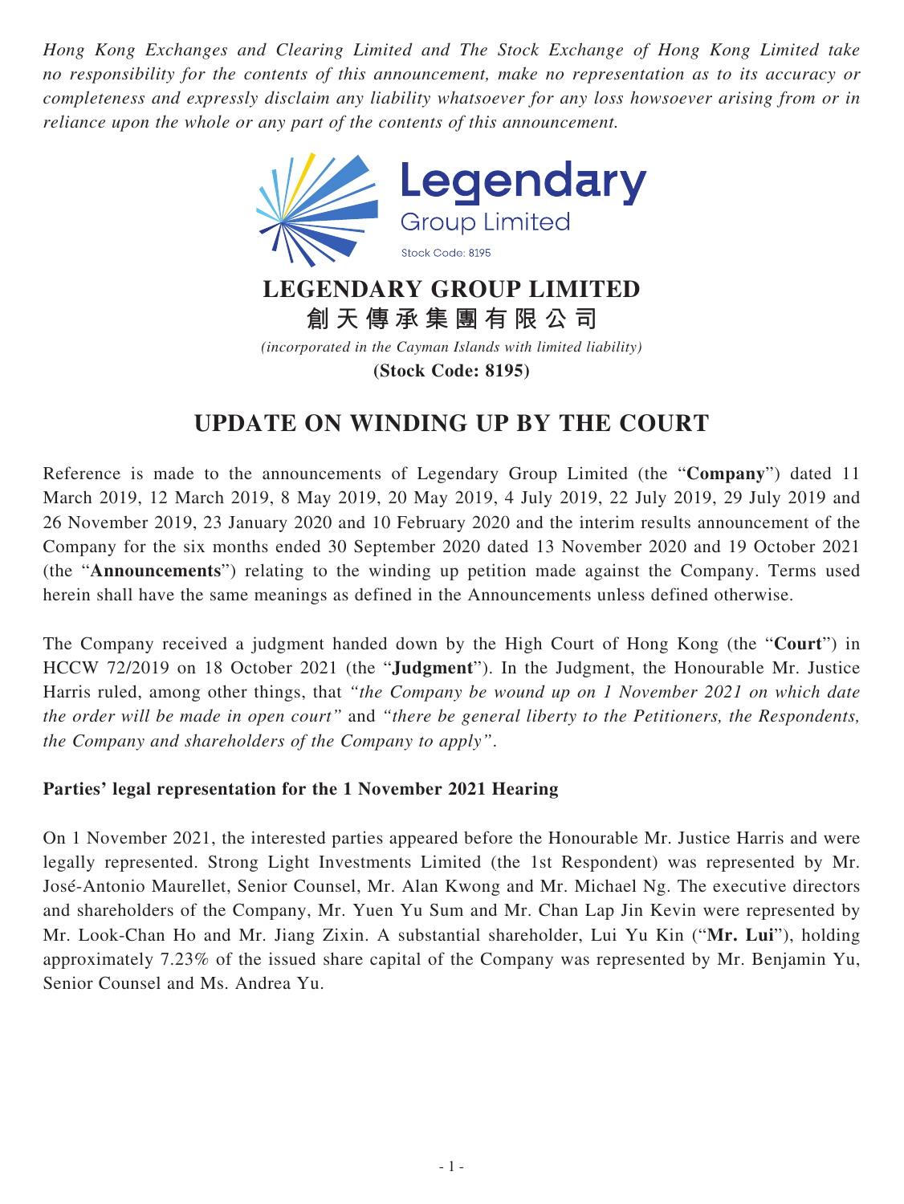*Hong Kong Exchanges and Clearing Limited and The Stock Exchange of Hong Kong Limited take no responsibility for the contents of this announcement, make no representation as to its accuracy or completeness and expressly disclaim any liability whatsoever for any loss howsoever arising from or in reliance upon the whole or any part of the contents of this announcement.*

**LEGENDARY GROUP LIMITED**
**創天傳承集團有限公司**
*(incorporated in the Cayman Islands with limited liability)*
**(Stock Code: 8195)**

# UPDATE ON WINDING UP BY THE COURT

Reference is made to the announcements of Legendary Group Limited (the "**Company**") dated 11 March 2019, 12 March 2019, 8 May 2019, 20 May 2019, 4 July 2019, 22 July 2019, 29 July 2019 and 26 November 2019, 23 January 2020 and 10 February 2020 and the interim results announcement of the Company for the six months ended 30 September 2020 dated 13 November 2020 and 19 October 2021 (the "**Announcements**") relating to the winding up petition made against the Company. Terms used herein shall have the same meanings as defined in the Announcements unless defined otherwise.

The Company received a judgment handed down by the High Court of Hong Kong (the "**Court**") in HCCW 72/2019 on 18 October 2021 (the "**Judgment**"). In the Judgment, the Honourable Mr. Justice Harris ruled, among other things, that *"the Company be wound up on 1 November 2021 on which date the order will be made in open court"* and *"there be general liberty to the Petitioners, the Respondents, the Company and shareholders of the Company to apply"*.

**Parties' legal representation for the 1 November 2021 Hearing**

On 1 November 2021, the interested parties appeared before the Honourable Mr. Justice Harris and were legally represented. Strong Light Investments Limited (the 1st Respondent) was represented by Mr. José-Antonio Maurellet, Senior Counsel, Mr. Alan Kwong and Mr. Michael Ng. The executive directors and shareholders of the Company, Mr. Yuen Yu Sum and Mr. Chan Lap Jin Kevin were represented by Mr. Look-Chan Ho and Mr. Jiang Zixin. A substantial shareholder, Lui Yu Kin ("**Mr. Lui**"), holding approximately 7.23% of the issued share capital of the Company was represented by Mr. Benjamin Yu, Senior Counsel and Ms. Andrea Yu.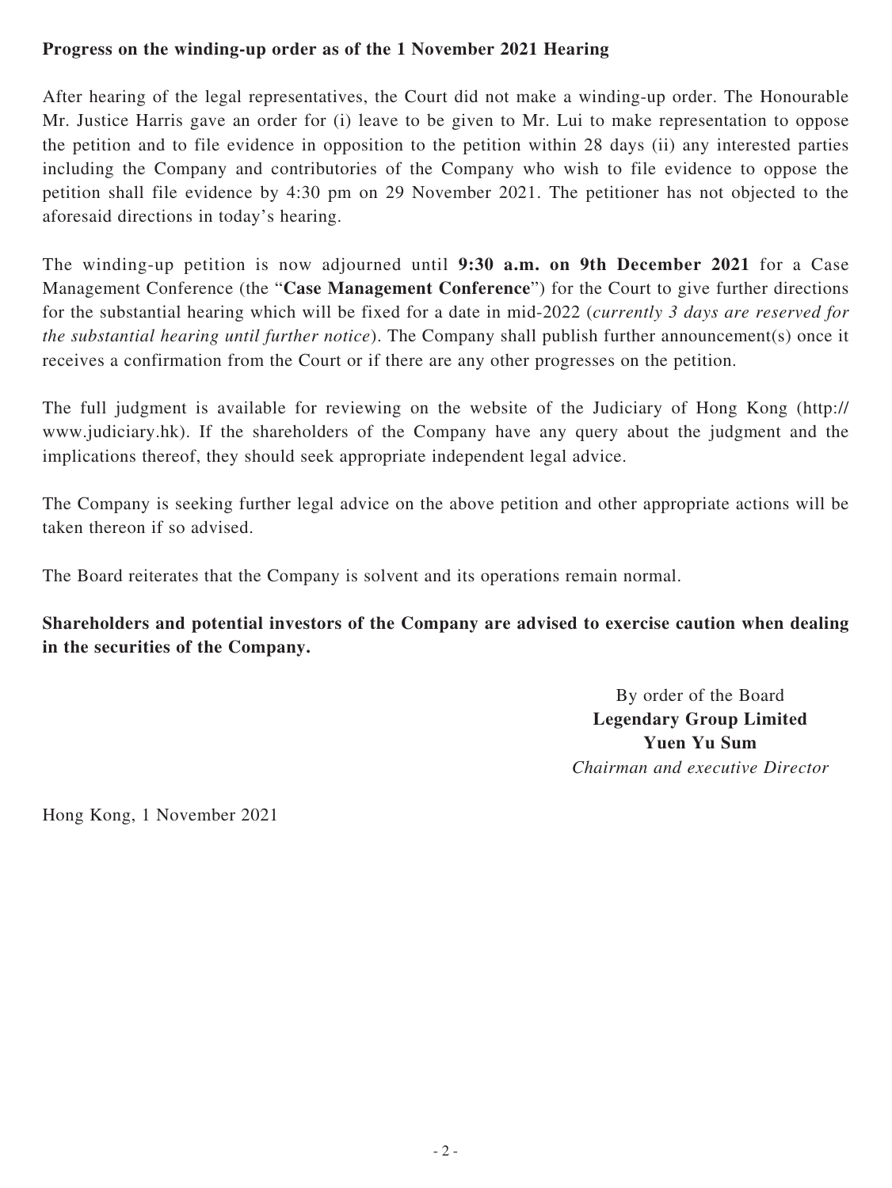**Progress on the winding-up order as of the 1 November 2021 Hearing**

After hearing of the legal representatives, the Court did not make a winding-up order. The Honourable Mr. Justice Harris gave an order for (i) leave to be given to Mr. Lui to make representation to oppose the petition and to file evidence in opposition to the petition within 28 days (ii) any interested parties including the Company and contributories of the Company who wish to file evidence to oppose the petition shall file evidence by 4:30 pm on 29 November 2021. The petitioner has not objected to the aforesaid directions in today's hearing.

The winding-up petition is now adjourned until **9:30 a.m. on 9th December 2021** for a Case Management Conference (the "**Case Management Conference**") for the Court to give further directions for the substantial hearing which will be fixed for a date in mid-2022 (*currently 3 days are reserved for the substantial hearing until further notice*). The Company shall publish further announcement(s) once it receives a confirmation from the Court or if there are any other progresses on the petition.

The full judgment is available for reviewing on the website of the Judiciary of Hong Kong (http://www.judiciary.hk). If the shareholders of the Company have any query about the judgment and the implications thereof, they should seek appropriate independent legal advice.

The Company is seeking further legal advice on the above petition and other appropriate actions will be taken thereon if so advised.

The Board reiterates that the Company is solvent and its operations remain normal.

**Shareholders and potential investors of the Company are advised to exercise caution when dealing in the securities of the Company.**

By order of the Board
**Legendary Group Limited**
**Yuen Yu Sum**
*Chairman and executive Director*

Hong Kong, 1 November 2021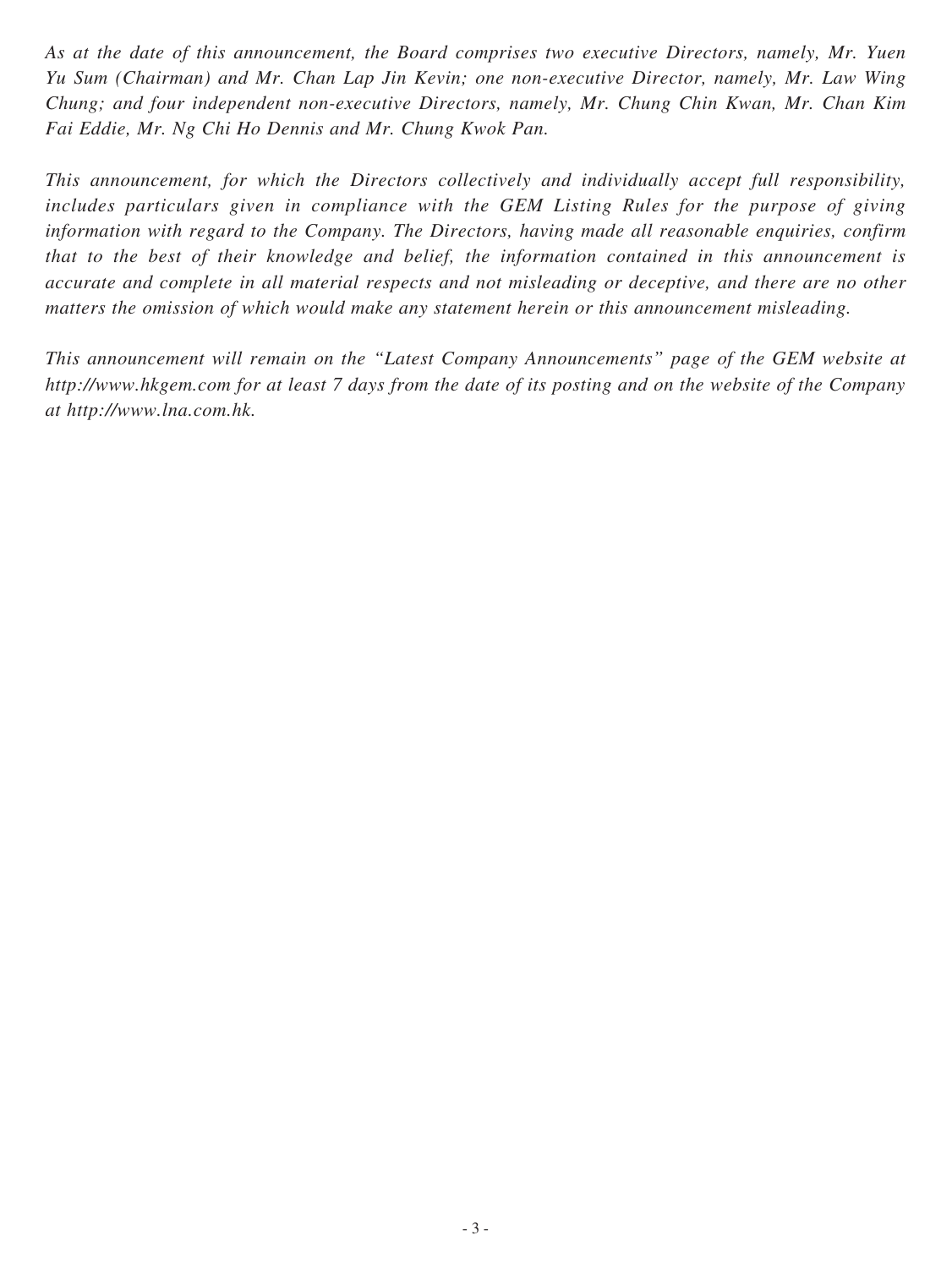*As at the date of this announcement, the Board comprises two executive Directors, namely, Mr. Yuen Yu Sum (Chairman) and Mr. Chan Lap Jin Kevin; one non-executive Director, namely, Mr. Law Wing Chung; and four independent non-executive Directors, namely, Mr. Chung Chin Kwan, Mr. Chan Kim Fai Eddie, Mr. Ng Chi Ho Dennis and Mr. Chung Kwok Pan.*

*This announcement, for which the Directors collectively and individually accept full responsibility, includes particulars given in compliance with the GEM Listing Rules for the purpose of giving information with regard to the Company. The Directors, having made all reasonable enquiries, confirm that to the best of their knowledge and belief, the information contained in this announcement is accurate and complete in all material respects and not misleading or deceptive, and there are no other matters the omission of which would make any statement herein or this announcement misleading.*

*This announcement will remain on the "Latest Company Announcements" page of the GEM website at http://www.hkgem.com for at least 7 days from the date of its posting and on the website of the Company at http://www.lna.com.hk.*